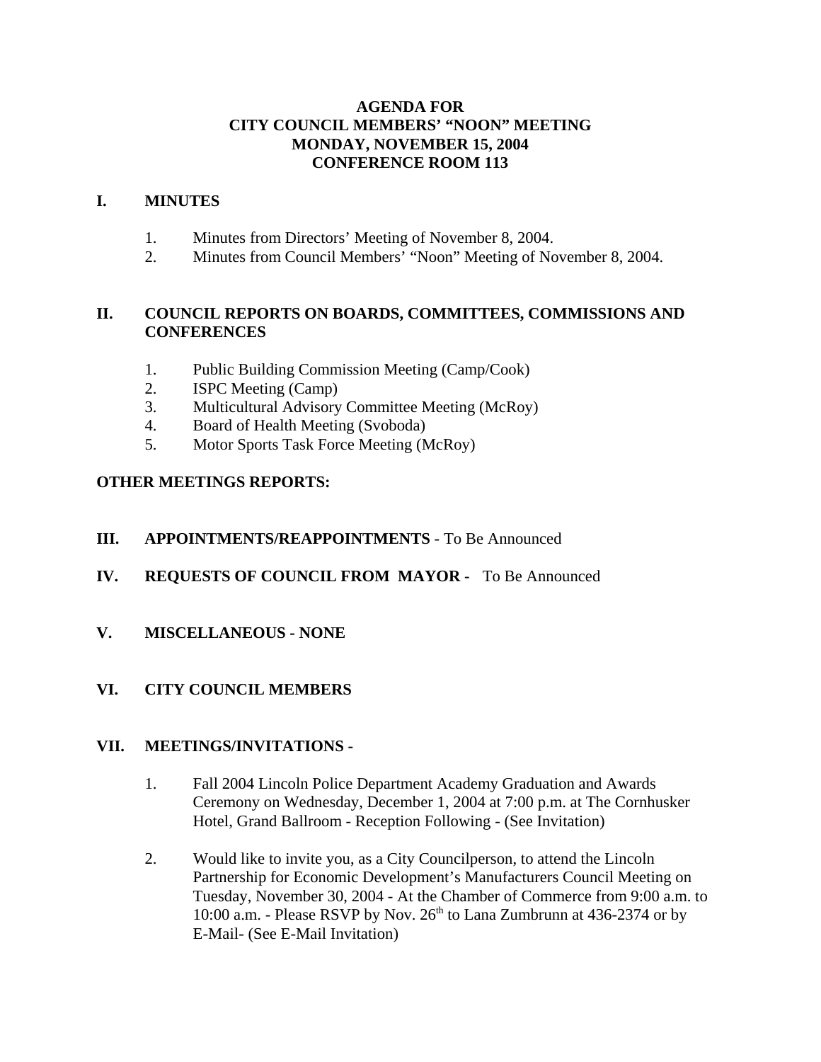**AGENDA FOR**
**CITY COUNCIL MEMBERS' "NOON" MEETING**
**MONDAY, NOVEMBER 15, 2004**
**CONFERENCE ROOM 113**

## I. MINUTES

1. Minutes from Directors' Meeting of November 8, 2004.
2. Minutes from Council Members' "Noon" Meeting of November 8, 2004.

## II. COUNCIL REPORTS ON BOARDS, COMMITTEES, COMMISSIONS AND CONFERENCES

1. Public Building Commission Meeting (Camp/Cook)
2. ISPC Meeting (Camp)
3. Multicultural Advisory Committee Meeting (McRoy)
4. Board of Health Meeting (Svoboda)
5. Motor Sports Task Force Meeting (McRoy)

**OTHER MEETINGS REPORTS:**

## III. APPOINTMENTS/REAPPOINTMENTS - To Be Announced

## IV. REQUESTS OF COUNCIL FROM MAYOR - To Be Announced

## V. MISCELLANEOUS - NONE

## VI. CITY COUNCIL MEMBERS

## VII. MEETINGS/INVITATIONS -

1. Fall 2004 Lincoln Police Department Academy Graduation and Awards Ceremony on Wednesday, December 1, 2004 at 7:00 p.m. at The Cornhusker Hotel, Grand Ballroom - Reception Following - (See Invitation)

2. Would like to invite you, as a City Councilperson, to attend the Lincoln Partnership for Economic Development's Manufacturers Council Meeting on Tuesday, November 30, 2004 - At the Chamber of Commerce from 9:00 a.m. to 10:00 a.m. - Please RSVP by Nov. 26th to Lana Zumbrunn at 436-2374 or by E-Mail- (See E-Mail Invitation)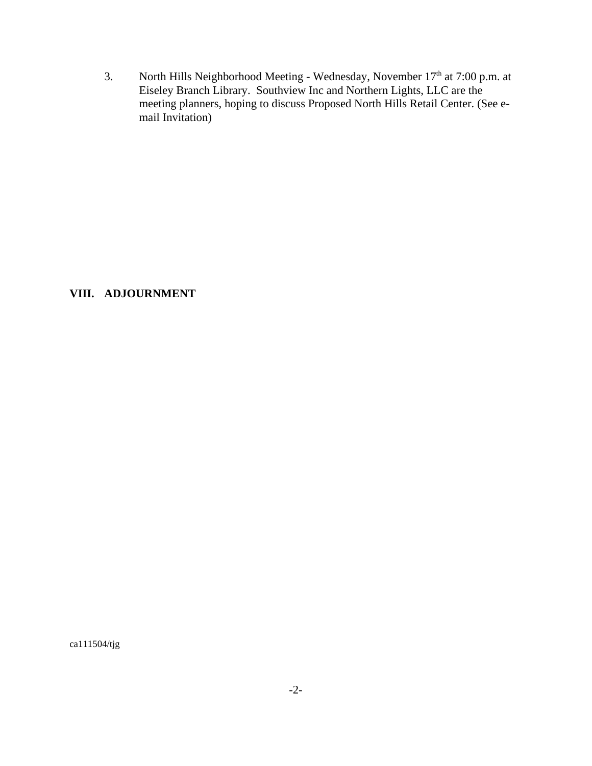3. North Hills Neighborhood Meeting - Wednesday, November 17th at 7:00 p.m. at Eiseley Branch Library. Southview Inc and Northern Lights, LLC are the meeting planners, hoping to discuss Proposed North Hills Retail Center. (See e-mail Invitation)

## VIII. ADJOURNMENT

ca111504/tjg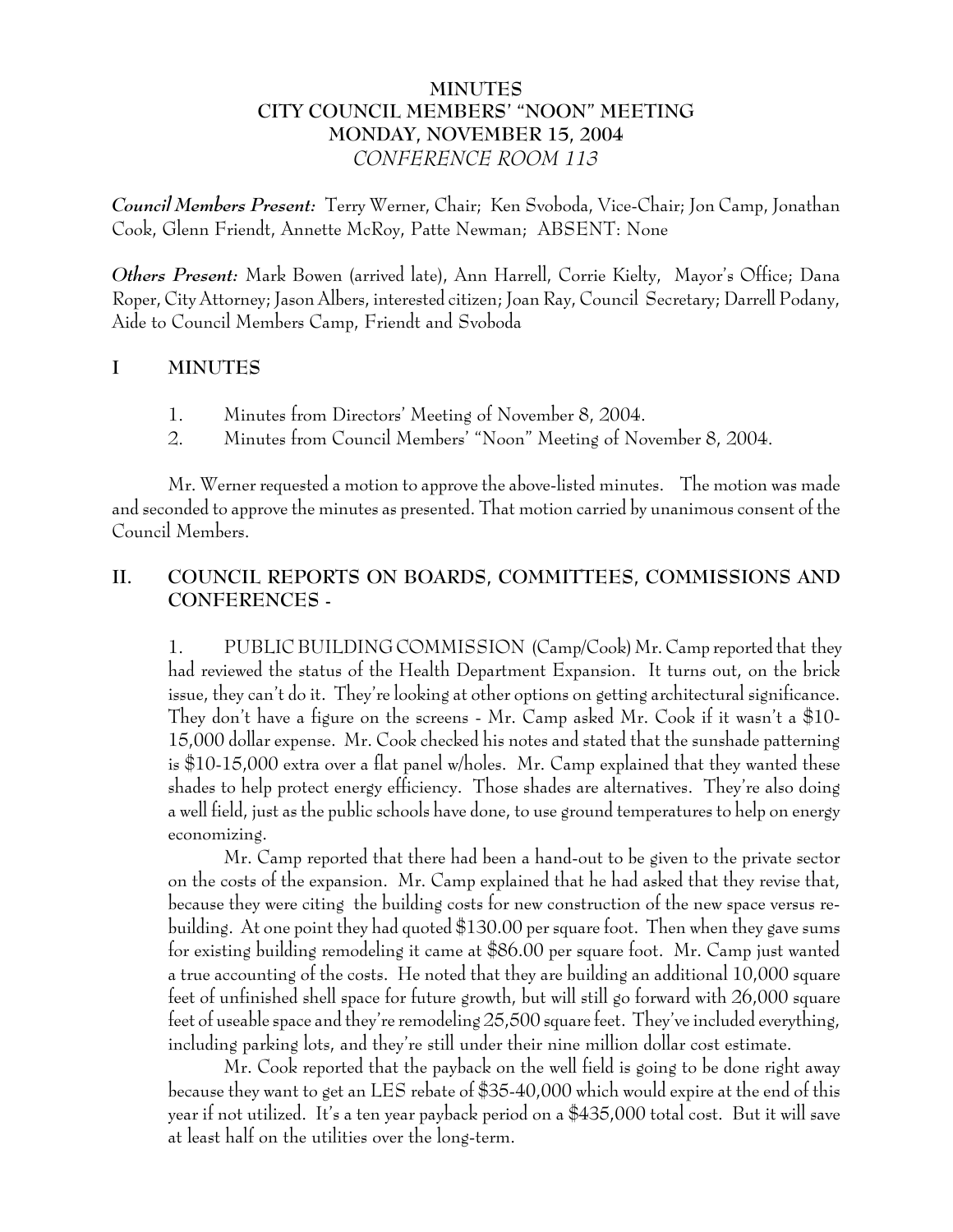# MINUTES
## CITY COUNCIL MEMBERS' "NOON" MEETING
## MONDAY, NOVEMBER 15, 2004
*CONFERENCE ROOM 113*

***Council Members Present:*** Terry Werner, Chair; Ken Svoboda, Vice-Chair; Jon Camp, Jonathan Cook, Glenn Friendt, Annette McRoy, Patte Newman; ABSENT: None

***Others Present:*** Mark Bowen (arrived late), Ann Harrell, Corrie Kielty, Mayor's Office; Dana Roper, City Attorney; Jason Albers, interested citizen; Joan Ray, Council Secretary; Darrell Podany, Aide to Council Members Camp, Friendt and Svoboda

## I MINUTES

1. Minutes from Directors' Meeting of November 8, 2004.
2. Minutes from Council Members' "Noon" Meeting of November 8, 2004.

Mr. Werner requested a motion to approve the above-listed minutes. The motion was made and seconded to approve the minutes as presented. That motion carried by unanimous consent of the Council Members.

## II. COUNCIL REPORTS ON BOARDS, COMMITTEES, COMMISSIONS AND CONFERENCES -

1. PUBLIC BUILDING COMMISSION (Camp/Cook) Mr. Camp reported that they had reviewed the status of the Health Department Expansion. It turns out, on the brick issue, they can't do it. They're looking at other options on getting architectural significance. They don't have a figure on the screens - Mr. Camp asked Mr. Cook if it wasn't a $10-15,000 dollar expense. Mr. Cook checked his notes and stated that the sunshade patterning is $10-15,000 extra over a flat panel w/holes. Mr. Camp explained that they wanted these shades to help protect energy efficiency. Those shades are alternatives. They're also doing a well field, just as the public schools have done, to use ground temperatures to help on energy economizing.

Mr. Camp reported that there had been a hand-out to be given to the private sector on the costs of the expansion. Mr. Camp explained that he had asked that they revise that, because they were citing the building costs for new construction of the new space versus re-building. At one point they had quoted $130.00 per square foot. Then when they gave sums for existing building remodeling it came at $86.00 per square foot. Mr. Camp just wanted a true accounting of the costs. He noted that they are building an additional 10,000 square feet of unfinished shell space for future growth, but will still go forward with 26,000 square feet of useable space and they're remodeling 25,500 square feet. They've included everything, including parking lots, and they're still under their nine million dollar cost estimate.

Mr. Cook reported that the payback on the well field is going to be done right away because they want to get an LES rebate of $35-40,000 which would expire at the end of this year if not utilized. It's a ten year payback period on a $435,000 total cost. But it will save at least half on the utilities over the long-term.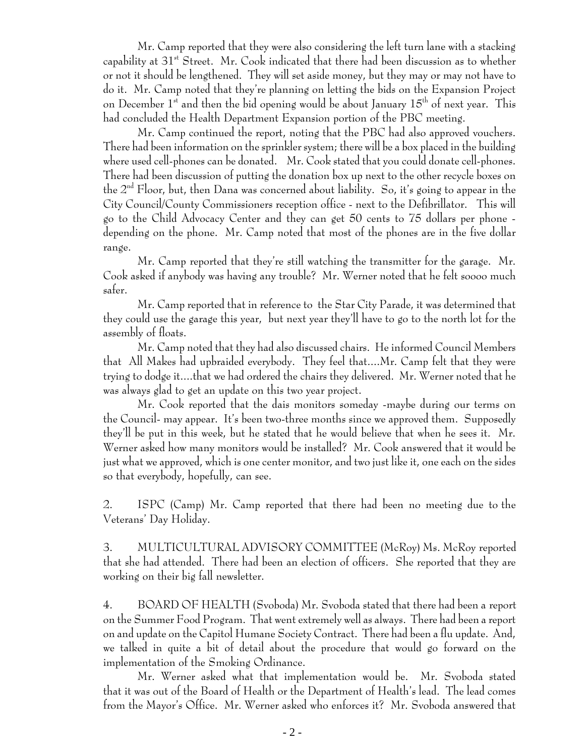Mr. Camp reported that they were also considering the left turn lane with a stacking capability at 31st Street. Mr. Cook indicated that there had been discussion as to whether or not it should be lengthened. They will set aside money, but they may or may not have to do it. Mr. Camp noted that they're planning on letting the bids on the Expansion Project on December 1st and then the bid opening would be about January 15th of next year. This had concluded the Health Department Expansion portion of the PBC meeting.

Mr. Camp continued the report, noting that the PBC had also approved vouchers. There had been information on the sprinkler system; there will be a box placed in the building where used cell-phones can be donated. Mr. Cook stated that you could donate cell-phones. There had been discussion of putting the donation box up next to the other recycle boxes on the 2nd Floor, but, then Dana was concerned about liability. So, it's going to appear in the City Council/County Commissioners reception office - next to the Defibrillator. This will go to the Child Advocacy Center and they can get 50 cents to 75 dollars per phone - depending on the phone. Mr. Camp noted that most of the phones are in the five dollar range.

Mr. Camp reported that they're still watching the transmitter for the garage. Mr. Cook asked if anybody was having any trouble? Mr. Werner noted that he felt soooo much safer.

Mr. Camp reported that in reference to the Star City Parade, it was determined that they could use the garage this year, but next year they'll have to go to the north lot for the assembly of floats.

Mr. Camp noted that they had also discussed chairs. He informed Council Members that All Makes had upbraided everybody. They feel that....Mr. Camp felt that they were trying to dodge it....that we had ordered the chairs they delivered. Mr. Werner noted that he was always glad to get an update on this two year project.

Mr. Cook reported that the dais monitors someday -maybe during our terms on the Council- may appear. It's been two-three months since we approved them. Supposedly they'll be put in this week, but he stated that he would believe that when he sees it. Mr. Werner asked how many monitors would be installed? Mr. Cook answered that it would be just what we approved, which is one center monitor, and two just like it, one each on the sides so that everybody, hopefully, can see.

2. ISPC (Camp) Mr. Camp reported that there had been no meeting due to the Veterans' Day Holiday.

3. MULTICULTURAL ADVISORY COMMITTEE (McRoy) Ms. McRoy reported that she had attended. There had been an election of officers. She reported that they are working on their big fall newsletter.

4. BOARD OF HEALTH (Svoboda) Mr. Svoboda stated that there had been a report on the Summer Food Program. That went extremely well as always. There had been a report on and update on the Capitol Humane Society Contract. There had been a flu update. And, we talked in quite a bit of detail about the procedure that would go forward on the implementation of the Smoking Ordinance.

Mr. Werner asked what that implementation would be. Mr. Svoboda stated that it was out of the Board of Health or the Department of Health's lead. The lead comes from the Mayor's Office. Mr. Werner asked who enforces it? Mr. Svoboda answered that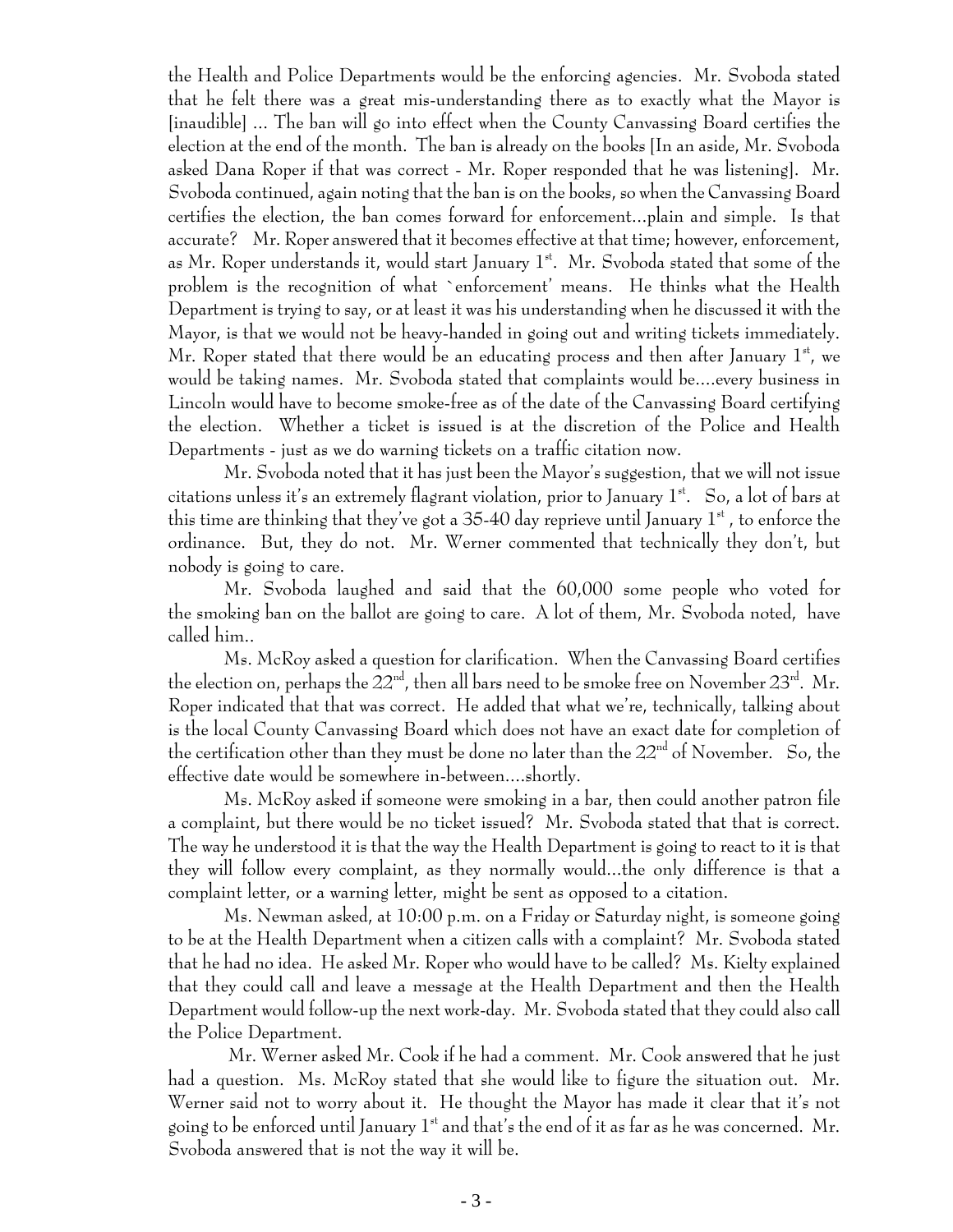the Health and Police Departments would be the enforcing agencies. Mr. Svoboda stated that he felt there was a great mis-understanding there as to exactly what the Mayor is [inaudible] ... The ban will go into effect when the County Canvassing Board certifies the election at the end of the month. The ban is already on the books [In an aside, Mr. Svoboda asked Dana Roper if that was correct - Mr. Roper responded that he was listening]. Mr. Svoboda continued, again noting that the ban is on the books, so when the Canvassing Board certifies the election, the ban comes forward for enforcement...plain and simple. Is that accurate? Mr. Roper answered that it becomes effective at that time; however, enforcement, as Mr. Roper understands it, would start January 1st. Mr. Svoboda stated that some of the problem is the recognition of what `enforcement' means. He thinks what the Health Department is trying to say, or at least it was his understanding when he discussed it with the Mayor, is that we would not be heavy-handed in going out and writing tickets immediately. Mr. Roper stated that there would be an educating process and then after January 1st, we would be taking names. Mr. Svoboda stated that complaints would be....every business in Lincoln would have to become smoke-free as of the date of the Canvassing Board certifying the election. Whether a ticket is issued is at the discretion of the Police and Health Departments - just as we do warning tickets on a traffic citation now.

Mr. Svoboda noted that it has just been the Mayor's suggestion, that we will not issue citations unless it's an extremely flagrant violation, prior to January 1st. So, a lot of bars at this time are thinking that they've got a 35-40 day reprieve until January 1st , to enforce the ordinance. But, they do not. Mr. Werner commented that technically they don't, but nobody is going to care.

Mr. Svoboda laughed and said that the 60,000 some people who voted for the smoking ban on the ballot are going to care. A lot of them, Mr. Svoboda noted, have called him..

Ms. McRoy asked a question for clarification. When the Canvassing Board certifies the election on, perhaps the 22nd, then all bars need to be smoke free on November 23rd. Mr. Roper indicated that that was correct. He added that what we're, technically, talking about is the local County Canvassing Board which does not have an exact date for completion of the certification other than they must be done no later than the 22nd of November. So, the effective date would be somewhere in-between....shortly.

Ms. McRoy asked if someone were smoking in a bar, then could another patron file a complaint, but there would be no ticket issued? Mr. Svoboda stated that that is correct. The way he understood it is that the way the Health Department is going to react to it is that they will follow every complaint, as they normally would...the only difference is that a complaint letter, or a warning letter, might be sent as opposed to a citation.

Ms. Newman asked, at 10:00 p.m. on a Friday or Saturday night, is someone going to be at the Health Department when a citizen calls with a complaint? Mr. Svoboda stated that he had no idea. He asked Mr. Roper who would have to be called? Ms. Kielty explained that they could call and leave a message at the Health Department and then the Health Department would follow-up the next work-day. Mr. Svoboda stated that they could also call the Police Department.

Mr. Werner asked Mr. Cook if he had a comment. Mr. Cook answered that he just had a question. Ms. McRoy stated that she would like to figure the situation out. Mr. Werner said not to worry about it. He thought the Mayor has made it clear that it's not going to be enforced until January 1st and that's the end of it as far as he was concerned. Mr. Svoboda answered that is not the way it will be.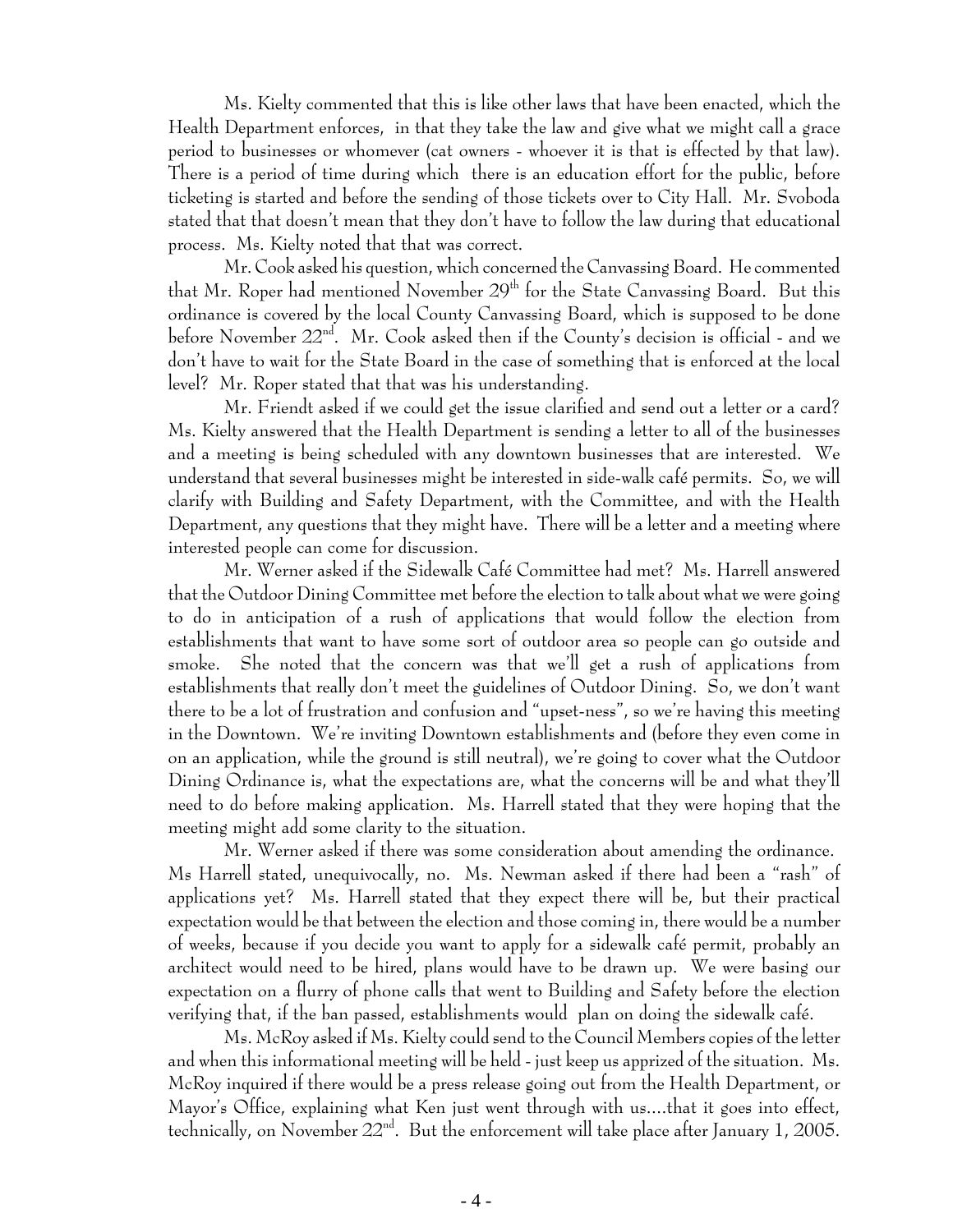Ms. Kielty commented that this is like other laws that have been enacted, which the Health Department enforces, in that they take the law and give what we might call a grace period to businesses or whomever (cat owners - whoever it is that is effected by that law). There is a period of time during which there is an education effort for the public, before ticketing is started and before the sending of those tickets over to City Hall. Mr. Svoboda stated that that doesn't mean that they don't have to follow the law during that educational process. Ms. Kielty noted that that was correct.

Mr. Cook asked his question, which concerned the Canvassing Board. He commented that Mr. Roper had mentioned November 29th for the State Canvassing Board. But this ordinance is covered by the local County Canvassing Board, which is supposed to be done before November 22nd. Mr. Cook asked then if the County's decision is official - and we don't have to wait for the State Board in the case of something that is enforced at the local level? Mr. Roper stated that that was his understanding.

Mr. Friendt asked if we could get the issue clarified and send out a letter or a card? Ms. Kielty answered that the Health Department is sending a letter to all of the businesses and a meeting is being scheduled with any downtown businesses that are interested. We understand that several businesses might be interested in side-walk café permits. So, we will clarify with Building and Safety Department, with the Committee, and with the Health Department, any questions that they might have. There will be a letter and a meeting where interested people can come for discussion.

Mr. Werner asked if the Sidewalk Café Committee had met? Ms. Harrell answered that the Outdoor Dining Committee met before the election to talk about what we were going to do in anticipation of a rush of applications that would follow the election from establishments that want to have some sort of outdoor area so people can go outside and smoke. She noted that the concern was that we'll get a rush of applications from establishments that really don't meet the guidelines of Outdoor Dining. So, we don't want there to be a lot of frustration and confusion and "upset-ness", so we're having this meeting in the Downtown. We're inviting Downtown establishments and (before they even come in on an application, while the ground is still neutral), we're going to cover what the Outdoor Dining Ordinance is, what the expectations are, what the concerns will be and what they'll need to do before making application. Ms. Harrell stated that they were hoping that the meeting might add some clarity to the situation.

Mr. Werner asked if there was some consideration about amending the ordinance. Ms Harrell stated, unequivocally, no. Ms. Newman asked if there had been a "rash" of applications yet? Ms. Harrell stated that they expect there will be, but their practical expectation would be that between the election and those coming in, there would be a number of weeks, because if you decide you want to apply for a sidewalk café permit, probably an architect would need to be hired, plans would have to be drawn up. We were basing our expectation on a flurry of phone calls that went to Building and Safety before the election verifying that, if the ban passed, establishments would plan on doing the sidewalk café.

Ms. McRoy asked if Ms. Kielty could send to the Council Members copies of the letter and when this informational meeting will be held - just keep us apprized of the situation. Ms. McRoy inquired if there would be a press release going out from the Health Department, or Mayor's Office, explaining what Ken just went through with us....that it goes into effect, technically, on November 22nd. But the enforcement will take place after January 1, 2005.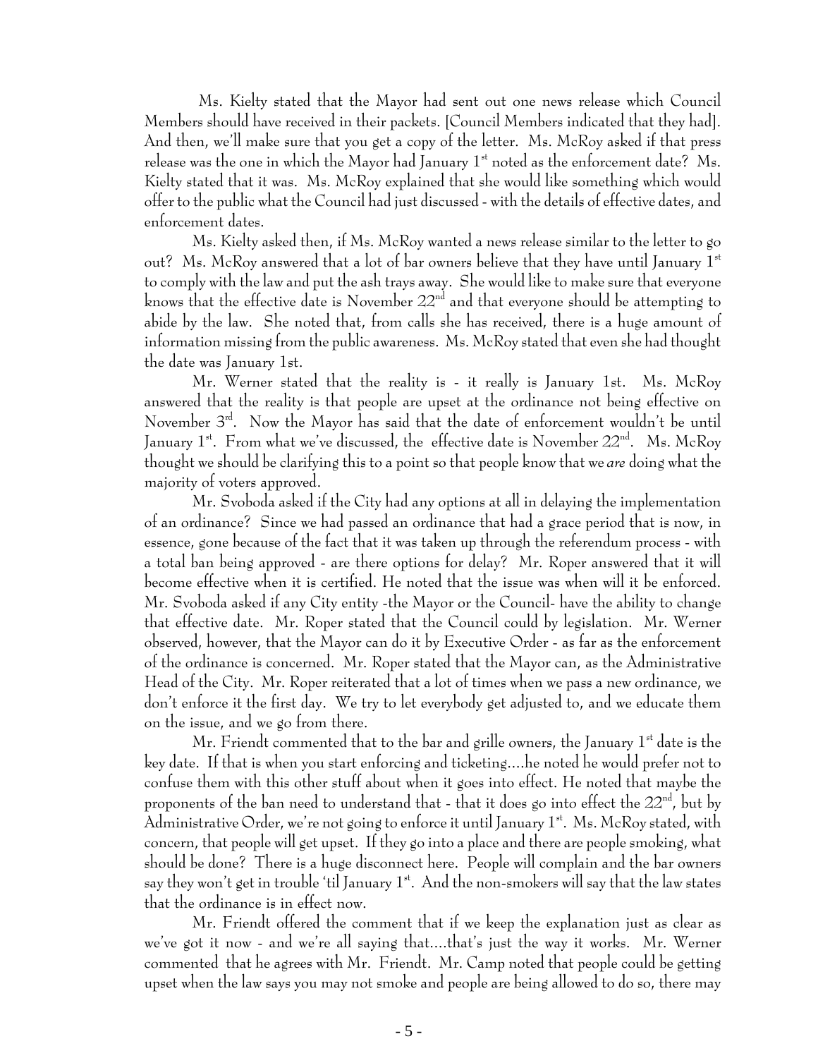Ms. Kielty stated that the Mayor had sent out one news release which Council Members should have received in their packets. [Council Members indicated that they had]. And then, we'll make sure that you get a copy of the letter. Ms. McRoy asked if that press release was the one in which the Mayor had January 1st noted as the enforcement date? Ms. Kielty stated that it was. Ms. McRoy explained that she would like something which would offer to the public what the Council had just discussed - with the details of effective dates, and enforcement dates.

Ms. Kielty asked then, if Ms. McRoy wanted a news release similar to the letter to go out? Ms. McRoy answered that a lot of bar owners believe that they have until January 1st to comply with the law and put the ash trays away. She would like to make sure that everyone knows that the effective date is November 22nd and that everyone should be attempting to abide by the law. She noted that, from calls she has received, there is a huge amount of information missing from the public awareness. Ms. McRoy stated that even she had thought the date was January 1st.

Mr. Werner stated that the reality is - it really is January 1st. Ms. McRoy answered that the reality is that people are upset at the ordinance not being effective on November 3rd. Now the Mayor has said that the date of enforcement wouldn't be until January 1st. From what we've discussed, the effective date is November 22nd. Ms. McRoy thought we should be clarifying this to a point so that people know that we *are* doing what the majority of voters approved.

Mr. Svoboda asked if the City had any options at all in delaying the implementation of an ordinance? Since we had passed an ordinance that had a grace period that is now, in essence, gone because of the fact that it was taken up through the referendum process - with a total ban being approved - are there options for delay? Mr. Roper answered that it will become effective when it is certified. He noted that the issue was when will it be enforced. Mr. Svoboda asked if any City entity -the Mayor or the Council- have the ability to change that effective date. Mr. Roper stated that the Council could by legislation. Mr. Werner observed, however, that the Mayor can do it by Executive Order - as far as the enforcement of the ordinance is concerned. Mr. Roper stated that the Mayor can, as the Administrative Head of the City. Mr. Roper reiterated that a lot of times when we pass a new ordinance, we don't enforce it the first day. We try to let everybody get adjusted to, and we educate them on the issue, and we go from there.

Mr. Friendt commented that to the bar and grille owners, the January 1st date is the key date. If that is when you start enforcing and ticketing....he noted he would prefer not to confuse them with this other stuff about when it goes into effect. He noted that maybe the proponents of the ban need to understand that - that it does go into effect the 22nd, but by Administrative Order, we're not going to enforce it until January 1st. Ms. McRoy stated, with concern, that people will get upset. If they go into a place and there are people smoking, what should be done? There is a huge disconnect here. People will complain and the bar owners say they won't get in trouble 'til January 1st. And the non-smokers will say that the law states that the ordinance is in effect now.

Mr. Friendt offered the comment that if we keep the explanation just as clear as we've got it now - and we're all saying that....that's just the way it works. Mr. Werner commented that he agrees with Mr. Friendt. Mr. Camp noted that people could be getting upset when the law says you may not smoke and people are being allowed to do so, there may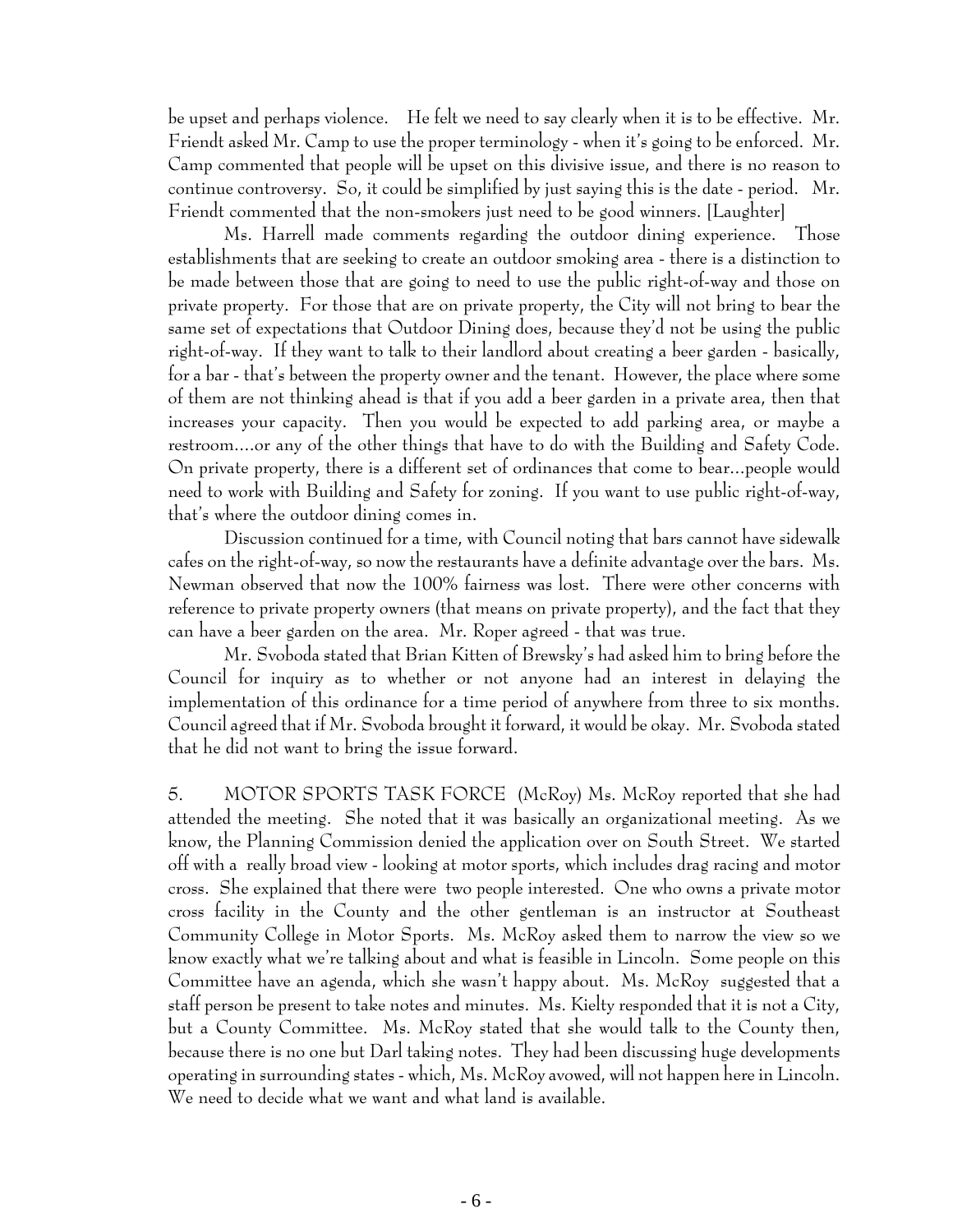be upset and perhaps violence. He felt we need to say clearly when it is to be effective. Mr. Friendt asked Mr. Camp to use the proper terminology - when it's going to be enforced. Mr. Camp commented that people will be upset on this divisive issue, and there is no reason to continue controversy. So, it could be simplified by just saying this is the date - period. Mr. Friendt commented that the non-smokers just need to be good winners. [Laughter]

Ms. Harrell made comments regarding the outdoor dining experience. Those establishments that are seeking to create an outdoor smoking area - there is a distinction to be made between those that are going to need to use the public right-of-way and those on private property. For those that are on private property, the City will not bring to bear the same set of expectations that Outdoor Dining does, because they'd not be using the public right-of-way. If they want to talk to their landlord about creating a beer garden - basically, for a bar - that's between the property owner and the tenant. However, the place where some of them are not thinking ahead is that if you add a beer garden in a private area, then that increases your capacity. Then you would be expected to add parking area, or maybe a restroom....or any of the other things that have to do with the Building and Safety Code. On private property, there is a different set of ordinances that come to bear...people would need to work with Building and Safety for zoning. If you want to use public right-of-way, that's where the outdoor dining comes in.

Discussion continued for a time, with Council noting that bars cannot have sidewalk cafes on the right-of-way, so now the restaurants have a definite advantage over the bars. Ms. Newman observed that now the 100% fairness was lost. There were other concerns with reference to private property owners (that means on private property), and the fact that they can have a beer garden on the area. Mr. Roper agreed - that was true.

Mr. Svoboda stated that Brian Kitten of Brewsky's had asked him to bring before the Council for inquiry as to whether or not anyone had an interest in delaying the implementation of this ordinance for a time period of anywhere from three to six months. Council agreed that if Mr. Svoboda brought it forward, it would be okay. Mr. Svoboda stated that he did not want to bring the issue forward.

5. MOTOR SPORTS TASK FORCE (McRoy) Ms. McRoy reported that she had attended the meeting. She noted that it was basically an organizational meeting. As we know, the Planning Commission denied the application over on South Street. We started off with a really broad view - looking at motor sports, which includes drag racing and motor cross. She explained that there were two people interested. One who owns a private motor cross facility in the County and the other gentleman is an instructor at Southeast Community College in Motor Sports. Ms. McRoy asked them to narrow the view so we know exactly what we're talking about and what is feasible in Lincoln. Some people on this Committee have an agenda, which she wasn't happy about. Ms. McRoy suggested that a staff person be present to take notes and minutes. Ms. Kielty responded that it is not a City, but a County Committee. Ms. McRoy stated that she would talk to the County then, because there is no one but Darl taking notes. They had been discussing huge developments operating in surrounding states - which, Ms. McRoy avowed, will not happen here in Lincoln. We need to decide what we want and what land is available.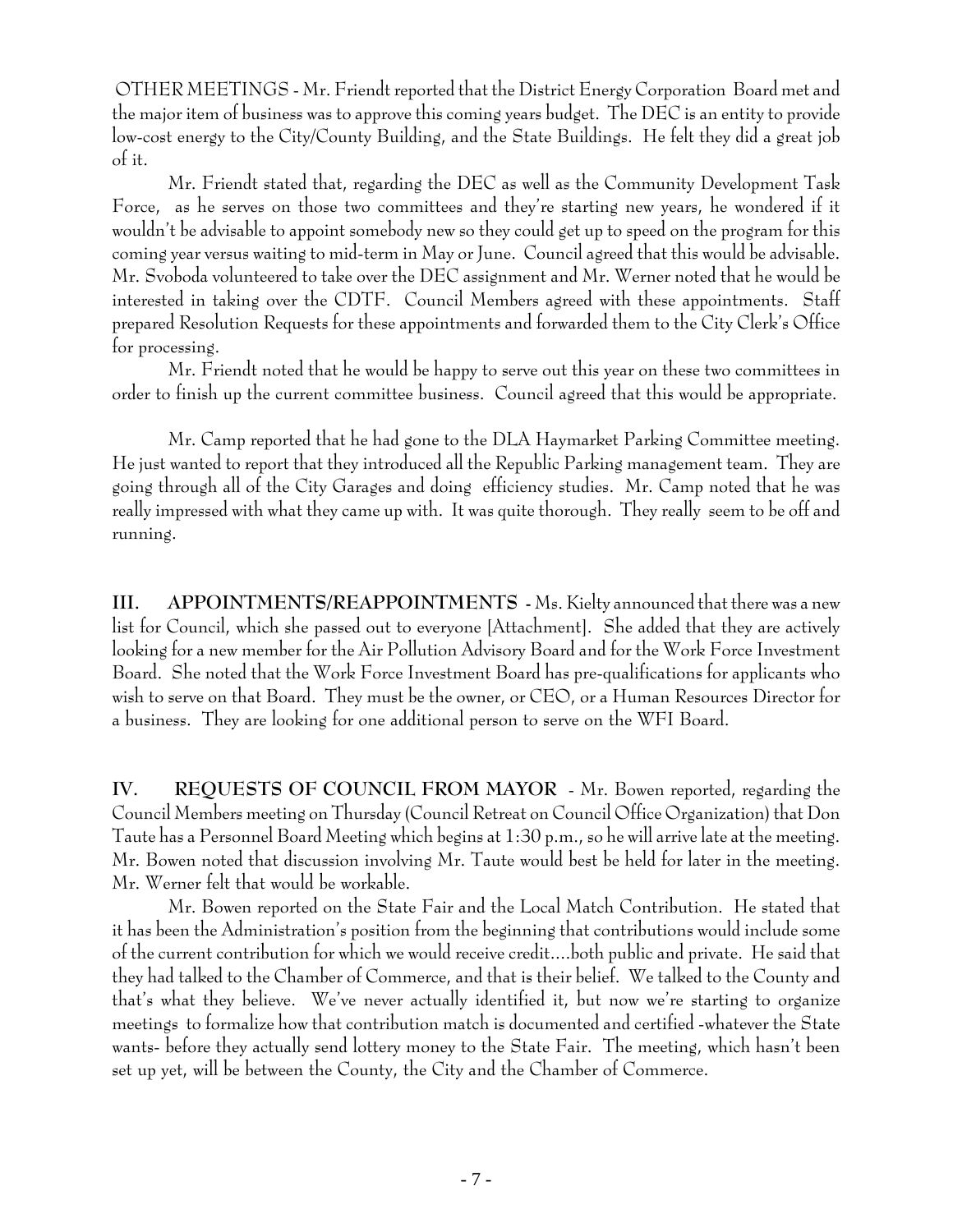OTHER MEETINGS - Mr. Friendt reported that the District Energy Corporation Board met and the major item of business was to approve this coming years budget. The DEC is an entity to provide low-cost energy to the City/County Building, and the State Buildings. He felt they did a great job of it.

Mr. Friendt stated that, regarding the DEC as well as the Community Development Task Force, as he serves on those two committees and they're starting new years, he wondered if it wouldn't be advisable to appoint somebody new so they could get up to speed on the program for this coming year versus waiting to mid-term in May or June. Council agreed that this would be advisable. Mr. Svoboda volunteered to take over the DEC assignment and Mr. Werner noted that he would be interested in taking over the CDTF. Council Members agreed with these appointments. Staff prepared Resolution Requests for these appointments and forwarded them to the City Clerk's Office for processing.

Mr. Friendt noted that he would be happy to serve out this year on these two committees in order to finish up the current committee business. Council agreed that this would be appropriate.

Mr. Camp reported that he had gone to the DLA Haymarket Parking Committee meeting. He just wanted to report that they introduced all the Republic Parking management team. They are going through all of the City Garages and doing efficiency studies. Mr. Camp noted that he was really impressed with what they came up with. It was quite thorough. They really seem to be off and running.

**III. APPOINTMENTS/REAPPOINTMENTS** - Ms. Kielty announced that there was a new list for Council, which she passed out to everyone [Attachment]. She added that they are actively looking for a new member for the Air Pollution Advisory Board and for the Work Force Investment Board. She noted that the Work Force Investment Board has pre-qualifications for applicants who wish to serve on that Board. They must be the owner, or CEO, or a Human Resources Director for a business. They are looking for one additional person to serve on the WFI Board.

**IV. REQUESTS OF COUNCIL FROM MAYOR** - Mr. Bowen reported, regarding the Council Members meeting on Thursday (Council Retreat on Council Office Organization) that Don Taute has a Personnel Board Meeting which begins at 1:30 p.m., so he will arrive late at the meeting. Mr. Bowen noted that discussion involving Mr. Taute would best be held for later in the meeting. Mr. Werner felt that would be workable.

Mr. Bowen reported on the State Fair and the Local Match Contribution. He stated that it has been the Administration's position from the beginning that contributions would include some of the current contribution for which we would receive credit....both public and private. He said that they had talked to the Chamber of Commerce, and that is their belief. We talked to the County and that's what they believe. We've never actually identified it, but now we're starting to organize meetings to formalize how that contribution match is documented and certified -whatever the State wants- before they actually send lottery money to the State Fair. The meeting, which hasn't been set up yet, will be between the County, the City and the Chamber of Commerce.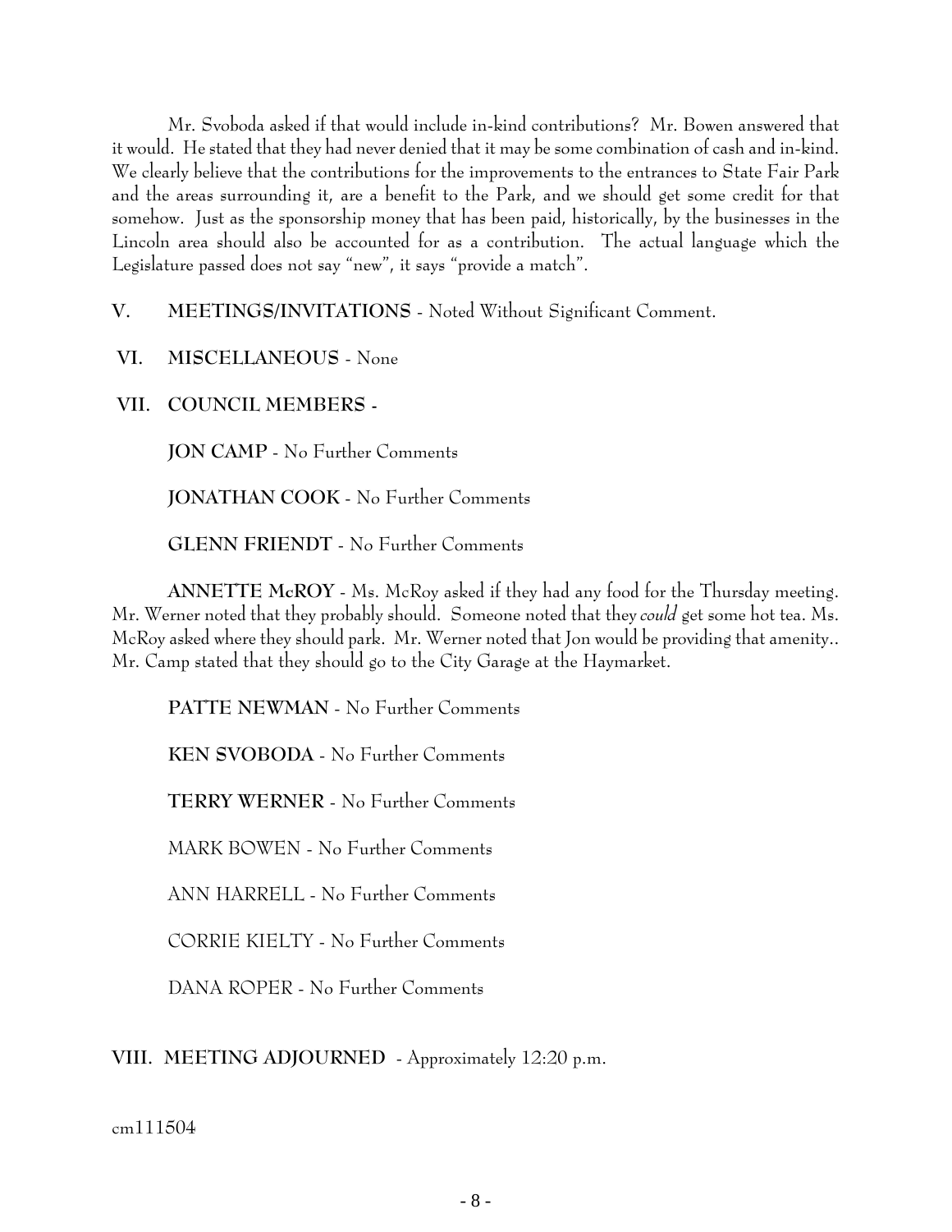Mr. Svoboda asked if that would include in-kind contributions? Mr. Bowen answered that it would. He stated that they had never denied that it may be some combination of cash and in-kind. We clearly believe that the contributions for the improvements to the entrances to State Fair Park and the areas surrounding it, are a benefit to the Park, and we should get some credit for that somehow. Just as the sponsorship money that has been paid, historically, by the businesses in the Lincoln area should also be accounted for as a contribution. The actual language which the Legislature passed does not say "new", it says "provide a match".

**V. MEETINGS/INVITATIONS** - Noted Without Significant Comment.

**VI. MISCELLANEOUS** - None

**VII. COUNCIL MEMBERS -**

**JON CAMP** - No Further Comments

**JONATHAN COOK** - No Further Comments

**GLENN FRIENDT** - No Further Comments

**ANNETTE McROY** - Ms. McRoy asked if they had any food for the Thursday meeting. Mr. Werner noted that they probably should. Someone noted that they *could* get some hot tea. Ms. McRoy asked where they should park. Mr. Werner noted that Jon would be providing that amenity.. Mr. Camp stated that they should go to the City Garage at the Haymarket.

**PATTE NEWMAN** - No Further Comments

**KEN SVOBODA** - No Further Comments

**TERRY WERNER** - No Further Comments

MARK BOWEN - No Further Comments

ANN HARRELL - No Further Comments

CORRIE KIELTY - No Further Comments

DANA ROPER - No Further Comments

**VIII. MEETING ADJOURNED** - Approximately 12:20 p.m.

cm111504